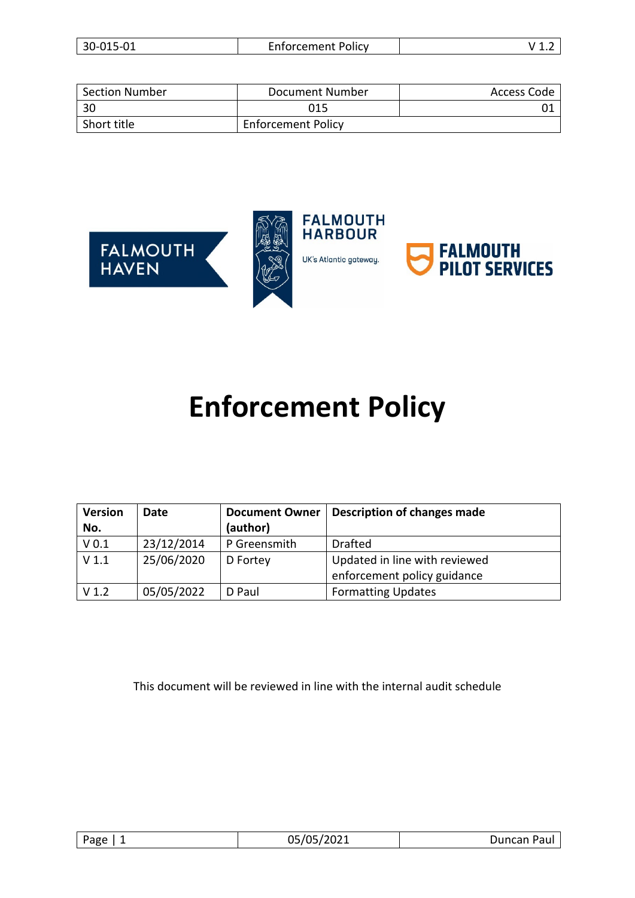| Section Number | Document Number | Access Code |
| --- | --- | --- |
| 30 | 015 | 01 |
| Short title | Enforcement Policy | |

FALMOUTH HAVEN

FALMOUTH HARBOUR

UK's Atlantic gateway.

FALMOUTH PILOT SERVICES

# Enforcement Policy

| Version No. | Date | Document Owner (author) | Description of changes made |
| --- | --- | --- | --- |
| V 0.1 | 23/12/2014 | P Greensmith | Drafted |
| V 1.1 | 25/06/2020 | D Fortey | Updated in line with reviewed enforcement policy guidance |
| V 1.2 | 05/05/2022 | D Paul | Formatting Updates |

This document will be reviewed in line with the internal audit schedule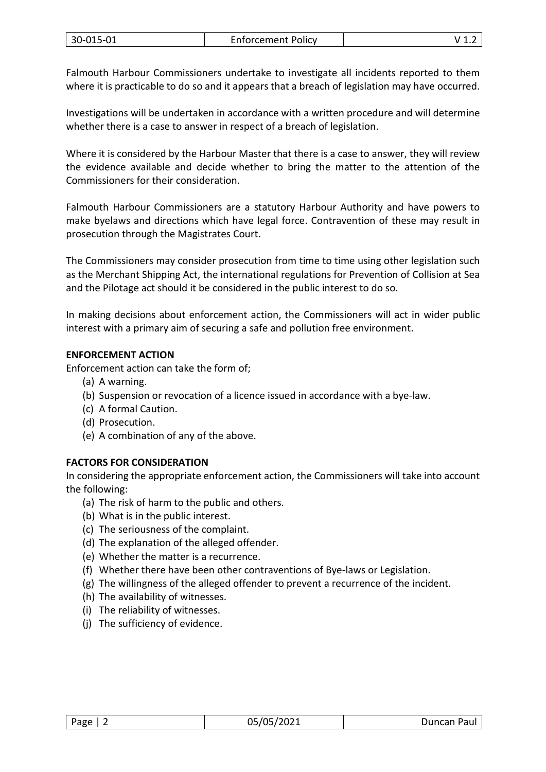Falmouth Harbour Commissioners undertake to investigate all incidents reported to them where it is practicable to do so and it appears that a breach of legislation may have occurred.

Investigations will be undertaken in accordance with a written procedure and will determine whether there is a case to answer in respect of a breach of legislation.

Where it is considered by the Harbour Master that there is a case to answer, they will review the evidence available and decide whether to bring the matter to the attention of the Commissioners for their consideration.

Falmouth Harbour Commissioners are a statutory Harbour Authority and have powers to make byelaws and directions which have legal force. Contravention of these may result in prosecution through the Magistrates Court.

The Commissioners may consider prosecution from time to time using other legislation such as the Merchant Shipping Act, the international regulations for Prevention of Collision at Sea and the Pilotage act should it be considered in the public interest to do so.

In making decisions about enforcement action, the Commissioners will act in wider public interest with a primary aim of securing a safe and pollution free environment.

**ENFORCEMENT ACTION**

Enforcement action can take the form of;

(a) A warning.
(b) Suspension or revocation of a licence issued in accordance with a bye-law.
(c) A formal Caution.
(d) Prosecution.
(e) A combination of any of the above.

**FACTORS FOR CONSIDERATION**

In considering the appropriate enforcement action, the Commissioners will take into account the following:

(a) The risk of harm to the public and others.
(b) What is in the public interest.
(c) The seriousness of the complaint.
(d) The explanation of the alleged offender.
(e) Whether the matter is a recurrence.
(f) Whether there have been other contraventions of Bye-laws or Legislation.
(g) The willingness of the alleged offender to prevent a recurrence of the incident.
(h) The availability of witnesses.
(i) The reliability of witnesses.
(j) The sufficiency of evidence.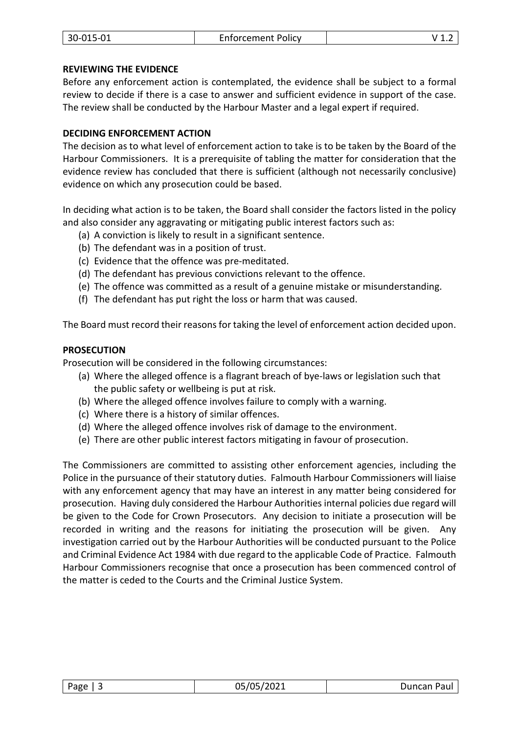## REVIEWING THE EVIDENCE

Before any enforcement action is contemplated, the evidence shall be subject to a formal review to decide if there is a case to answer and sufficient evidence in support of the case. The review shall be conducted by the Harbour Master and a legal expert if required.

## DECIDING ENFORCEMENT ACTION

The decision as to what level of enforcement action to take is to be taken by the Board of the Harbour Commissioners. It is a prerequisite of tabling the matter for consideration that the evidence review has concluded that there is sufficient (although not necessarily conclusive) evidence on which any prosecution could be based.

In deciding what action is to be taken, the Board shall consider the factors listed in the policy and also consider any aggravating or mitigating public interest factors such as:

(a) A conviction is likely to result in a significant sentence.
(b) The defendant was in a position of trust.
(c) Evidence that the offence was pre-meditated.
(d) The defendant has previous convictions relevant to the offence.
(e) The offence was committed as a result of a genuine mistake or misunderstanding.
(f) The defendant has put right the loss or harm that was caused.

The Board must record their reasons for taking the level of enforcement action decided upon.

## PROSECUTION

Prosecution will be considered in the following circumstances:

(a) Where the alleged offence is a flagrant breach of bye-laws or legislation such that the public safety or wellbeing is put at risk.
(b) Where the alleged offence involves failure to comply with a warning.
(c) Where there is a history of similar offences.
(d) Where the alleged offence involves risk of damage to the environment.
(e) There are other public interest factors mitigating in favour of prosecution.

The Commissioners are committed to assisting other enforcement agencies, including the Police in the pursuance of their statutory duties. Falmouth Harbour Commissioners will liaise with any enforcement agency that may have an interest in any matter being considered for prosecution. Having duly considered the Harbour Authorities internal policies due regard will be given to the Code for Crown Prosecutors. Any decision to initiate a prosecution will be recorded in writing and the reasons for initiating the prosecution will be given. Any investigation carried out by the Harbour Authorities will be conducted pursuant to the Police and Criminal Evidence Act 1984 with due regard to the applicable Code of Practice. Falmouth Harbour Commissioners recognise that once a prosecution has been commenced control of the matter is ceded to the Courts and the Criminal Justice System.